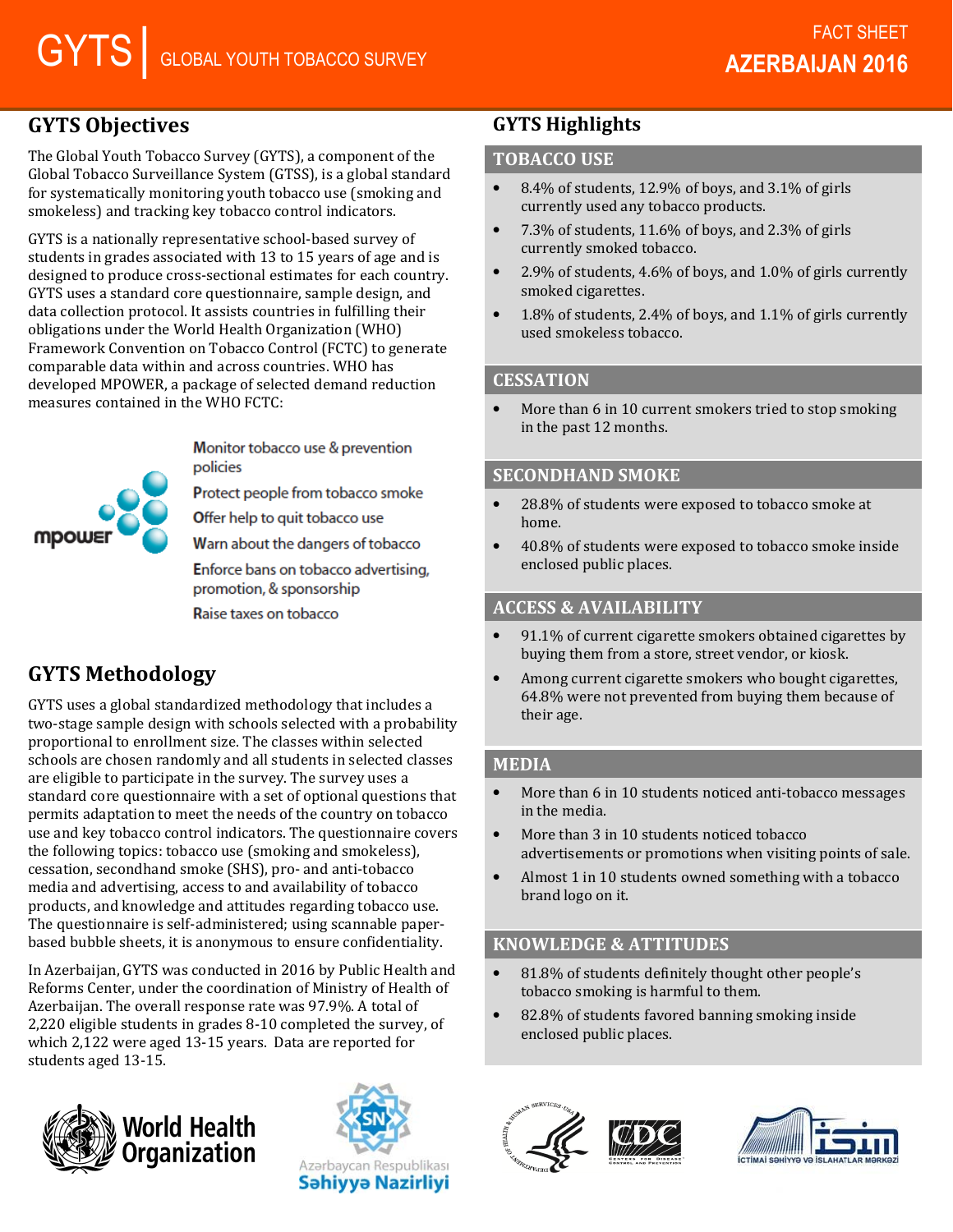# GYTS | GLOBAL YOUTH TOBACCO SURVEY

FACT SHEET
**AZERBAIJAN 2016**

## GYTS Objectives

The Global Youth Tobacco Survey (GYTS), a component of the Global Tobacco Surveillance System (GTSS), is a global standard for systematically monitoring youth tobacco use (smoking and smokeless) and tracking key tobacco control indicators.

GYTS is a nationally representative school-based survey of students in grades associated with 13 to 15 years of age and is designed to produce cross-sectional estimates for each country. GYTS uses a standard core questionnaire, sample design, and data collection protocol. It assists countries in fulfilling their obligations under the World Health Organization (WHO) Framework Convention on Tobacco Control (FCTC) to generate comparable data within and across countries. WHO has developed MPOWER, a package of selected demand reduction measures contained in the WHO FCTC:

mpower

- Monitor tobacco use & prevention policies
- Protect people from tobacco smoke
- Offer help to quit tobacco use
- Warn about the dangers of tobacco
- Enforce bans on tobacco advertising, promotion, & sponsorship
- Raise taxes on tobacco

## GYTS Methodology

GYTS uses a global standardized methodology that includes a two-stage sample design with schools selected with a probability proportional to enrollment size. The classes within selected schools are chosen randomly and all students in selected classes are eligible to participate in the survey. The survey uses a standard core questionnaire with a set of optional questions that permits adaptation to meet the needs of the country on tobacco use and key tobacco control indicators. The questionnaire covers the following topics: tobacco use (smoking and smokeless), cessation, secondhand smoke (SHS), pro- and anti-tobacco media and advertising, access to and availability of tobacco products, and knowledge and attitudes regarding tobacco use. The questionnaire is self-administered; using scannable paper-based bubble sheets, it is anonymous to ensure confidentiality.

In Azerbaijan, GYTS was conducted in 2016 by Public Health and Reforms Center, under the coordination of Ministry of Health of Azerbaijan. The overall response rate was 97.9%. A total of 2,220 eligible students in grades 8-10 completed the survey, of which 2,122 were aged 13-15 years. Data are reported for students aged 13-15.

## GYTS Highlights

### TOBACCO USE

- 8.4% of students, 12.9% of boys, and 3.1% of girls currently used any tobacco products.
- 7.3% of students, 11.6% of boys, and 2.3% of girls currently smoked tobacco.
- 2.9% of students, 4.6% of boys, and 1.0% of girls currently smoked cigarettes.
- 1.8% of students, 2.4% of boys, and 1.1% of girls currently used smokeless tobacco.

### CESSATION

- More than 6 in 10 current smokers tried to stop smoking in the past 12 months.

### SECONDHAND SMOKE

- 28.8% of students were exposed to tobacco smoke at home.
- 40.8% of students were exposed to tobacco smoke inside enclosed public places.

### ACCESS & AVAILABILITY

- 91.1% of current cigarette smokers obtained cigarettes by buying them from a store, street vendor, or kiosk.
- Among current cigarette smokers who bought cigarettes, 64.8% were not prevented from buying them because of their age.

### MEDIA

- More than 6 in 10 students noticed anti-tobacco messages in the media.
- More than 3 in 10 students noticed tobacco advertisements or promotions when visiting points of sale.
- Almost 1 in 10 students owned something with a tobacco brand logo on it.

### KNOWLEDGE & ATTITUDES

- 81.8% of students definitely thought other people's tobacco smoking is harmful to them.
- 82.8% of students favored banning smoking inside enclosed public places.

World Health Organization

Azərbaycan Respublikası Səhiyyə Nazirliyi

CDC

İCTİMAİ SƏHİYYƏ VƏ İSLAHATLAR MƏRKƏZİ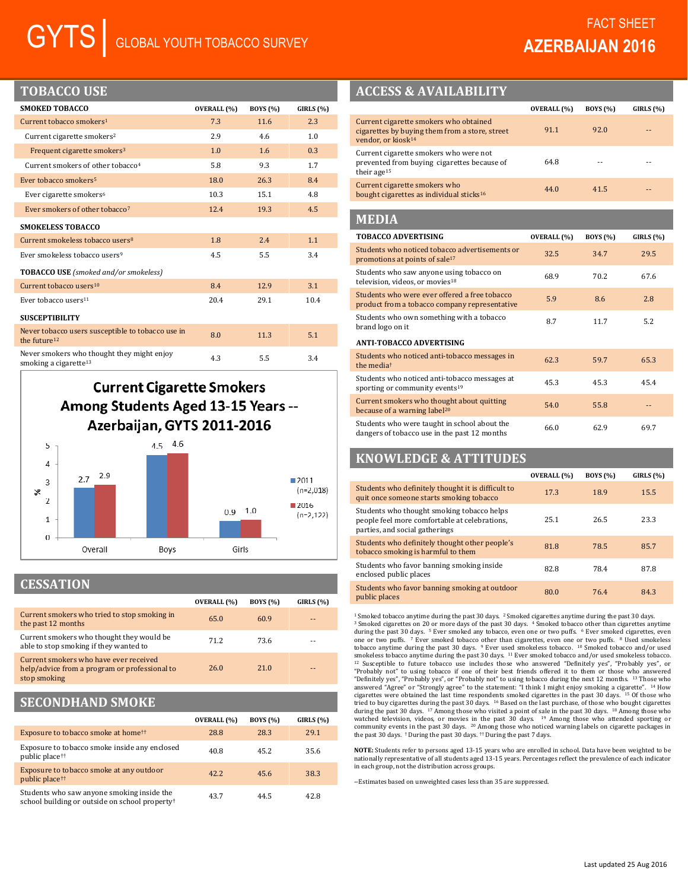# GYTS | GLOBAL YOUTH TOBACCO SURVEY

FACT SHEET
**AZERBAIJAN 2016**

## TOBACCO USE

| SMOKED TOBACCO | OVERALL (%) | BOYS (%) | GIRLS (%) |
|---|---|---|---|
| Current tobacco smokers[1] | 7.3 | 11.6 | 2.3 |
| Current cigarette smokers[2] | 2.9 | 4.6 | 1.0 |
| Frequent cigarette smokers[3] | 1.0 | 1.6 | 0.3 |
| Current smokers of other tobacco[4] | 5.8 | 9.3 | 1.7 |
| Ever tobacco smokers[5] | 18.0 | 26.3 | 8.4 |
| Ever cigarette smokers[6] | 10.3 | 15.1 | 4.8 |
| Ever smokers of other tobacco[7] | 12.4 | 19.3 | 4.5 |
| **SMOKELESS TOBACCO** | | | |
| Current smokeless tobacco users[8] | 1.8 | 2.4 | 1.1 |
| Ever smokeless tobacco users[9] | 4.5 | 5.5 | 3.4 |
| **TOBACCO USE** *(smoked and/or smokeless)* | | | |
| Current tobacco users[10] | 8.4 | 12.9 | 3.1 |
| Ever tobacco users[11] | 20.4 | 29.1 | 10.4 |
| **SUSCEPTIBILITY** | | | |
| Never tobacco users susceptible to tobacco use in the future[12] | 8.0 | 11.3 | 5.1 |
| Never smokers who thought they might enjoy smoking a cigarette[13] | 4.3 | 5.5 | 3.4 |

**Current Cigarette Smokers Among Students Aged 13-15 Years -- Azerbaijan, GYTS 2011-2016**

%
Overall: 2.7, 2.9
Boys: 4.5, 4.6
Girls: 0.9, 1.0
2011 (n=2,018)
2016 (n=2,122)

## CESSATION

| | OVERALL (%) | BOYS (%) | GIRLS (%) |
|---|---|---|---|
| Current smokers who tried to stop smoking in the past 12 months | 65.0 | 60.9 | -- |
| Current smokers who thought they would be able to stop smoking if they wanted to | 71.2 | 73.6 | -- |
| Current smokers who have ever received help/advice from a program or professional to stop smoking | 26.0 | 21.0 | -- |

## SECONDHAND SMOKE

| | OVERALL (%) | BOYS (%) | GIRLS (%) |
|---|---|---|---|
| Exposure to tobacco smoke at home†† | 28.8 | 28.3 | 29.1 |
| Exposure to tobacco smoke inside any enclosed public place†† | 40.8 | 45.2 | 35.6 |
| Exposure to tobacco smoke at any outdoor public place†† | 42.2 | 45.6 | 38.3 |
| Students who saw anyone smoking inside the school building or outside on school property† | 43.7 | 44.5 | 42.8 |

## ACCESS & AVAILABILITY

| | OVERALL (%) | BOYS (%) | GIRLS (%) |
|---|---|---|---|
| Current cigarette smokers who obtained cigarettes by buying them from a store, street vendor, or kiosk[14] | 91.1 | 92.0 | -- |
| Current cigarette smokers who were not prevented from buying cigarettes because of their age[15] | 64.8 | -- | -- |
| Current cigarette smokers who bought cigarettes as individual sticks[16] | 44.0 | 41.5 | -- |

## MEDIA

| TOBACCO ADVERTISING | OVERALL (%) | BOYS (%) | GIRLS (%) |
|---|---|---|---|
| Students who noticed tobacco advertisements or promotions at points of sale[17] | 32.5 | 34.7 | 29.5 |
| Students who saw anyone using tobacco on television, videos, or movies[18] | 68.9 | 70.2 | 67.6 |
| Students who were ever offered a free tobacco product from a tobacco company representative | 5.9 | 8.6 | 2.8 |
| Students who own something with a tobacco brand logo on it | 8.7 | 11.7 | 5.2 |
| **ANTI-TOBACCO ADVERTISING** | | | |
| Students who noticed anti-tobacco messages in the media† | 62.3 | 59.7 | 65.3 |
| Students who noticed anti-tobacco messages at sporting or community events[19] | 45.3 | 45.3 | 45.4 |
| Current smokers who thought about quitting because of a warning label[20] | 54.0 | 55.8 | -- |
| Students who were taught in school about the dangers of tobacco use in the past 12 months | 66.0 | 62.9 | 69.7 |

## KNOWLEDGE & ATTITUDES

| | OVERALL (%) | BOYS (%) | GIRLS (%) |
|---|---|---|---|
| Students who definitely thought it is difficult to quit once someone starts smoking tobacco | 17.3 | 18.9 | 15.5 |
| Students who thought smoking tobacco helps people feel more comfortable at celebrations, parties, and social gatherings | 25.1 | 26.5 | 23.3 |
| Students who definitely thought other people's tobacco smoking is harmful to them | 81.8 | 78.5 | 85.7 |
| Students who favor banning smoking inside enclosed public places | 82.8 | 78.4 | 87.8 |
| Students who favor banning smoking at outdoor public places | 80.0 | 76.4 | 84.3 |

[1] Smoked tobacco anytime during the past 30 days. [2] Smoked cigarettes anytime during the past 30 days. [3] Smoked cigarettes on 20 or more days of the past 30 days. [4] Smoked tobacco other than cigarettes anytime during the past 30 days. [5] Ever smoked any tobacco, even one or two puffs. [6] Ever smoked cigarettes, even one or two puffs. [7] Ever smoked tobacco other than cigarettes, even one or two puffs. [8] Used smokeless tobacco anytime during the past 30 days. [9] Ever used smokeless tobacco. [10] Smoked tobacco and/or used smokeless tobacco anytime during the past 30 days. [11] Ever smoked tobacco and/or used smokeless tobacco. [12] Susceptible to future tobacco use includes those who answered "Definitely yes", "Probably yes", or "Probably not" to using tobacco if one of their best friends offered it to them or those who answered "Definitely yes", "Probably yes", or "Probably not" to using tobacco during the next 12 months. [13] Those who answered "Agree" or "Strongly agree" to the statement: "I think I might enjoy smoking a cigarette". [14] How cigarettes were obtained the last time respondents smoked cigarettes in the past 30 days. [15] Of those who tried to buy cigarettes during the past 30 days. [16] Based on the last purchase, of those who bought cigarettes during the past 30 days. [17] Among those who visited a point of sale in the past 30 days. [18] Among those who watched television, videos, or movies in the past 30 days. [19] Among those who attended sporting or community events in the past 30 days. [20] Among those who noticed warning labels on cigarette packages in the past 30 days. † During the past 30 days. †† During the past 7 days.

**NOTE:** Students refer to persons aged 13-15 years who are enrolled in school. Data have been weighted to be nationally representative of all students aged 13-15 years. Percentages reflect the prevalence of each indicator in each group, not the distribution across groups.

--Estimates based on unweighted cases less than 35 are suppressed.

Last updated 25 Aug 2016